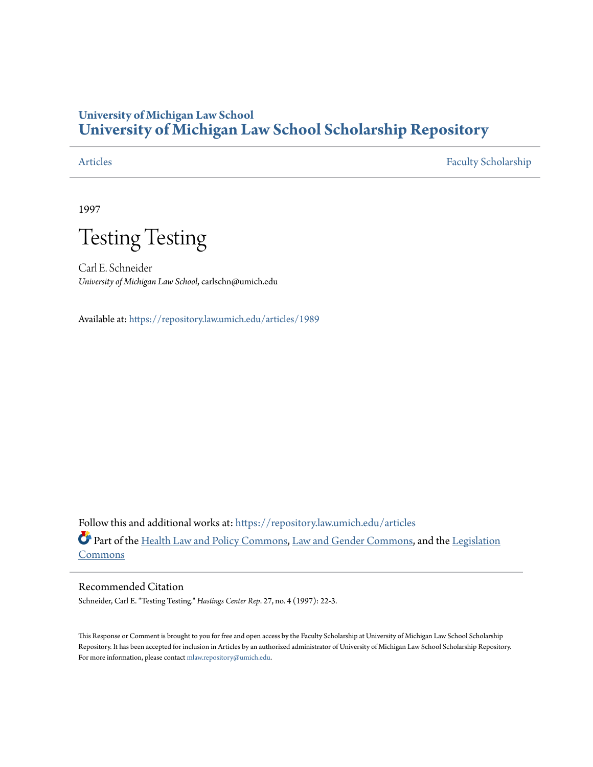University of Michigan Law School

# University of Michigan Law School Scholarship Repository

Articles | Faculty Scholarship

1997

# Testing Testing

Carl E. Schneider

*University of Michigan Law School*, carlschn@umich.edu

Available at: https://repository.law.umich.edu/articles/1989

Follow this and additional works at: https://repository.law.umich.edu/articles

Part of the Health Law and Policy Commons, Law and Gender Commons, and the Legislation Commons

## Recommended Citation

Schneider, Carl E. "Testing Testing." *Hastings Center Rep*. 27, no. 4 (1997): 22-3.

This Response or Comment is brought to you for free and open access by the Faculty Scholarship at University of Michigan Law School Scholarship Repository. It has been accepted for inclusion in Articles by an authorized administrator of University of Michigan Law School Scholarship Repository. For more information, please contact mlaw.repository@umich.edu.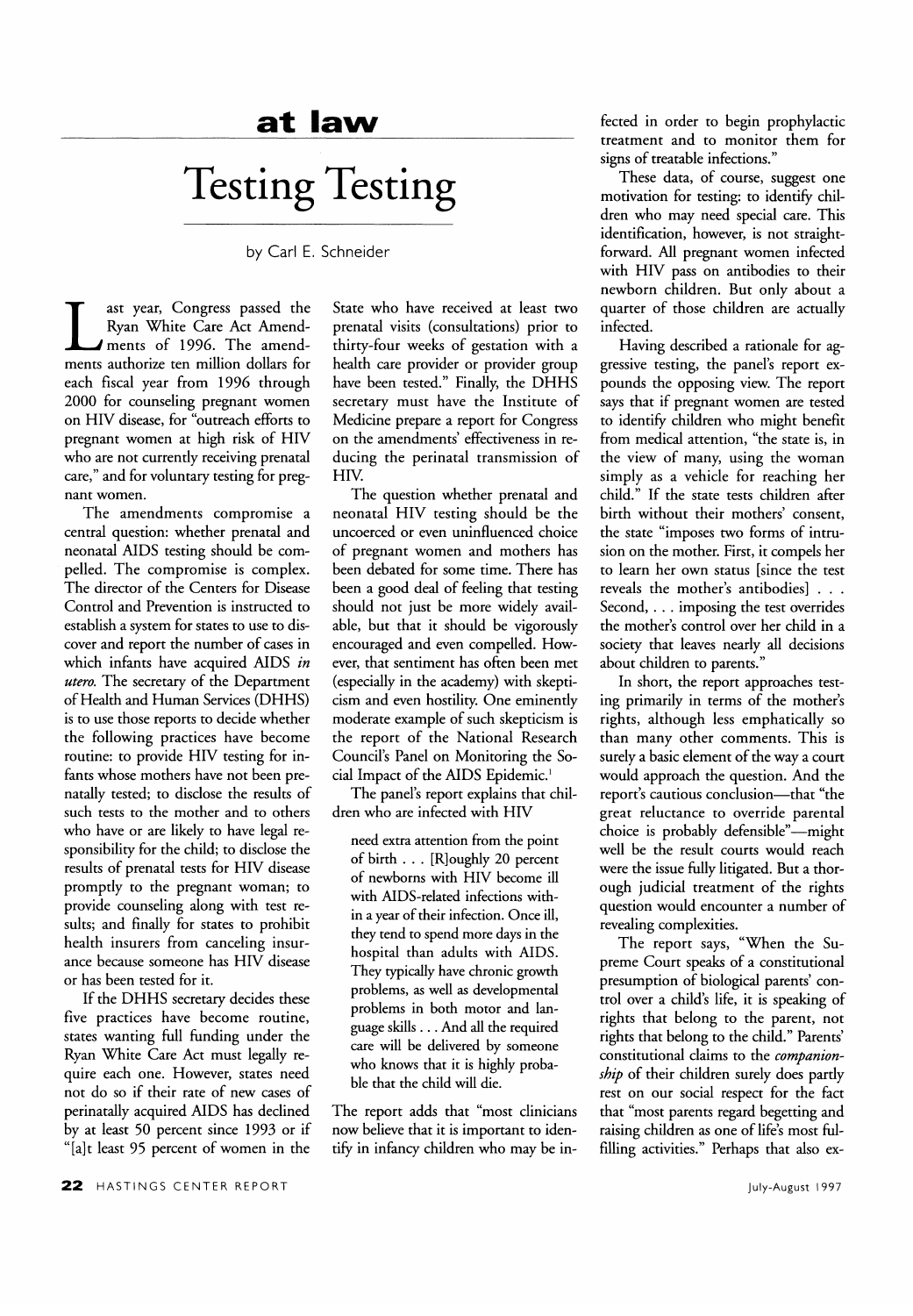## at law

# Testing Testing

by Carl E. Schneider

Last year, Congress passed the Ryan White Care Act Amendments of 1996. The amendments authorize ten million dollars for each fiscal year from 1996 through 2000 for counseling pregnant women on HIV disease, for "outreach efforts to pregnant women at high risk of HIV who are not currently receiving prenatal care," and for voluntary testing for pregnant women.

The amendments compromise a central question: whether prenatal and neonatal AIDS testing should be compelled. The compromise is complex. The director of the Centers for Disease Control and Prevention is instructed to establish a system for states to use to discover and report the number of cases in which infants have acquired AIDS *in utero*. The secretary of the Department of Health and Human Services (DHHS) is to use those reports to decide whether the following practices have become routine: to provide HIV testing for infants whose mothers have not been prenatally tested; to disclose the results of such tests to the mother and to others who have or are likely to have legal responsibility for the child; to disclose the results of prenatal tests for HIV disease promptly to the pregnant woman; to provide counseling along with test results; and finally for states to prohibit health insurers from canceling insurance because someone has HIV disease or has been tested for it.

If the DHHS secretary decides these five practices have become routine, states wanting full funding under the Ryan White Care Act must legally require each one. However, states need not do so if their rate of new cases of perinatally acquired AIDS has declined by at least 50 percent since 1993 or if "[a]t least 95 percent of women in the State who have received at least two prenatal visits (consultations) prior to thirty-four weeks of gestation with a health care provider or provider group have been tested." Finally, the DHHS secretary must have the Institute of Medicine prepare a report for Congress on the amendments' effectiveness in reducing the perinatal transmission of HIV.

The question whether prenatal and neonatal HIV testing should be the uncoerced or even uninfluenced choice of pregnant women and mothers has been debated for some time. There has been a good deal of feeling that testing should not just be more widely available, but that it should be vigorously encouraged and even compelled. However, that sentiment has often been met (especially in the academy) with skepticism and even hostility. One eminently moderate example of such skepticism is the report of the National Research Council's Panel on Monitoring the Social Impact of the AIDS Epidemic.[1]

The panel's report explains that children who are infected with HIV

> need extra attention from the point of birth . . . [R]oughly 20 percent of newborns with HIV become ill with AIDS-related infections within a year of their infection. Once ill, they tend to spend more days in the hospital than adults with AIDS. They typically have chronic growth problems, as well as developmental problems in both motor and language skills . . . And all the required care will be delivered by someone who knows that it is highly probable that the child will die.

The report adds that "most clinicians now believe that it is important to identify in infancy children who may be infected in order to begin prophylactic treatment and to monitor them for signs of treatable infections."

These data, of course, suggest one motivation for testing: to identify children who may need special care. This identification, however, is not straightforward. All pregnant women infected with HIV pass on antibodies to their newborn children. But only about a quarter of those children are actually infected.

Having described a rationale for aggressive testing, the panel's report expounds the opposing view. The report says that if pregnant women are tested to identify children who might benefit from medical attention, "the state is, in the view of many, using the woman simply as a vehicle for reaching her child." If the state tests children after birth without their mothers' consent, the state "imposes two forms of intrusion on the mother. First, it compels her to learn her own status [since the test reveals the mother's antibodies] . . . Second, . . . imposing the test overrides the mother's control over her child in a society that leaves nearly all decisions about children to parents."

In short, the report approaches testing primarily in terms of the mother's rights, although less emphatically so than many other comments. This is surely a basic element of the way a court would approach the question. And the report's cautious conclusion—that "the great reluctance to override parental choice is probably defensible"—might well be the result courts would reach were the issue fully litigated. But a thorough judicial treatment of the rights question would encounter a number of revealing complexities.

The report says, "When the Supreme Court speaks of a constitutional presumption of biological parents' control over a child's life, it is speaking of rights that belong to the parent, not rights that belong to the child." Parents' constitutional claims to the *companionship* of their children surely does partly rest on our social respect for the fact that "most parents regard begetting and raising children as one of life's most fulfilling activities." Perhaps that also ex-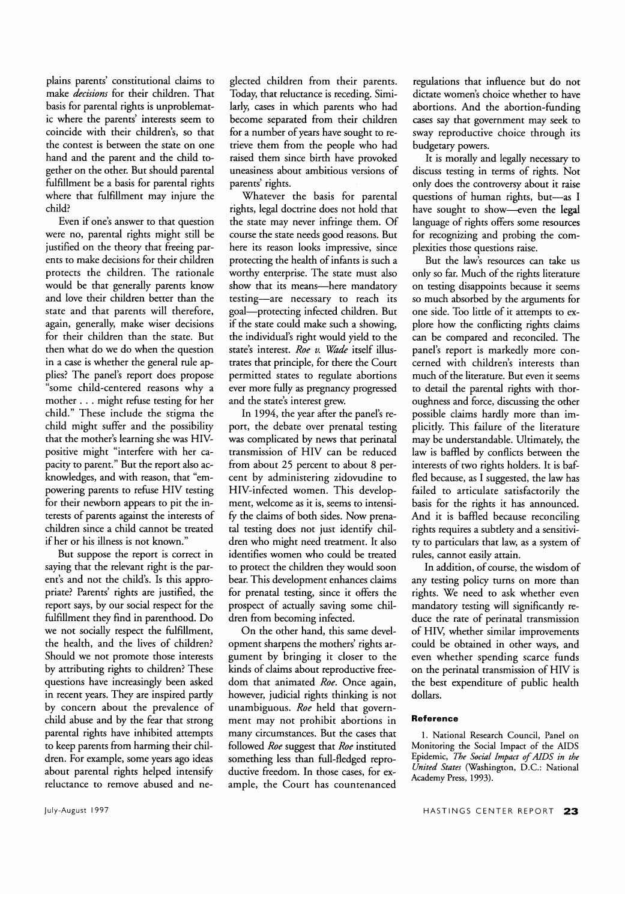plains parents' constitutional claims to make *decisions* for their children. That basis for parental rights is unproblematic where the parents' interests seem to coincide with their children's, so that the contest is between the state on one hand and the parent and the child together on the other. But should parental fulfillment be a basis for parental rights where that fulfillment may injure the child?

Even if one's answer to that question were no, parental rights might still be justified on the theory that freeing parents to make decisions for their children protects the children. The rationale would be that generally parents know and love their children better than the state and that parents will therefore, again, generally, make wiser decisions for their children than the state. But then what do we do when the question in a case is whether the general rule applies? The panel's report does propose "some child-centered reasons why a mother . . . might refuse testing for her child." These include the stigma the child might suffer and the possibility that the mother's learning she was HIV-positive might "interfere with her capacity to parent." But the report also acknowledges, and with reason, that "empowering parents to refuse HIV testing for their newborn appears to pit the interests of parents against the interests of children since a child cannot be treated if her or his illness is not known."

But suppose the report is correct in saying that the relevant right is the parent's and not the child's. Is this appropriate? Parents' rights are justified, the report says, by our social respect for the fulfillment they find in parenthood. Do we not socially respect the fulfillment, the health, and the lives of children? Should we not promote those interests by attributing rights to children? These questions have increasingly been asked in recent years. They are inspired partly by concern about the prevalence of child abuse and by the fear that strong parental rights have inhibited attempts to keep parents from harming their children. For example, some years ago ideas about parental rights helped intensify reluctance to remove abused and neglected children from their parents. Today, that reluctance is receding. Similarly, cases in which parents who had become separated from their children for a number of years have sought to retrieve them from the people who had raised them since birth have provoked uneasiness about ambitious versions of parents' rights.

Whatever the basis for parental rights, legal doctrine does not hold that the state may never infringe them. Of course the state needs good reasons. But here its reason looks impressive, since protecting the health of infants is such a worthy enterprise. The state must also show that its means—here mandatory testing—are necessary to reach its goal—protecting infected children. But if the state could make such a showing, the individual's right would yield to the state's interest. *Roe v. Wade* itself illustrates that principle, for there the Court permitted states to regulate abortions ever more fully as pregnancy progressed and the state's interest grew.

In 1994, the year after the panel's report, the debate over prenatal testing was complicated by news that perinatal transmission of HIV can be reduced from about 25 percent to about 8 percent by administering zidovudine to HIV-infected women. This development, welcome as it is, seems to intensify the claims of both sides. Now prenatal testing does not just identify children who might need treatment. It also identifies women who could be treated to protect the children they would soon bear. This development enhances claims for prenatal testing, since it offers the prospect of actually saving some children from becoming infected.

On the other hand, this same development sharpens the mothers' rights argument by bringing it closer to the kinds of claims about reproductive freedom that animated *Roe*. Once again, however, judicial rights thinking is not unambiguous. *Roe* held that government may not prohibit abortions in many circumstances. But the cases that followed *Roe* suggest that *Roe* instituted something less than full-fledged reproductive freedom. In those cases, for example, the Court has countenanced regulations that influence but do not dictate women's choice whether to have abortions. And the abortion-funding cases say that government may seek to sway reproductive choice through its budgetary powers.

It is morally and legally necessary to discuss testing in terms of rights. Not only does the controversy about it raise questions of human rights, but—as I have sought to show—even the legal language of rights offers some resources for recognizing and probing the complexities those questions raise.

But the law's resources can take us only so far. Much of the rights literature on testing disappoints because it seems so much absorbed by the arguments for one side. Too little of it attempts to explore how the conflicting rights claims can be compared and reconciled. The panel's report is markedly more concerned with children's interests than much of the literature. But even it seems to detail the parental rights with thoroughness and force, discussing the other possible claims hardly more than implicitly. This failure of the literature may be understandable. Ultimately, the law is baffled by conflicts between the interests of two rights holders. It is baffled because, as I suggested, the law has failed to articulate satisfactorily the basis for the rights it has announced. And it is baffled because reconciling rights requires a subtlety and a sensitivity to particulars that law, as a system of rules, cannot easily attain.

In addition, of course, the wisdom of any testing policy turns on more than rights. We need to ask whether even mandatory testing will significantly reduce the rate of perinatal transmission of HIV, whether similar improvements could be obtained in other ways, and even whether spending scarce funds on the perinatal transmission of HIV is the best expenditure of public health dollars.

#### Reference

1. National Research Council, Panel on Monitoring the Social Impact of the AIDS Epidemic, *The Social Impact of AIDS in the United States* (Washington, D.C.: National Academy Press, 1993).